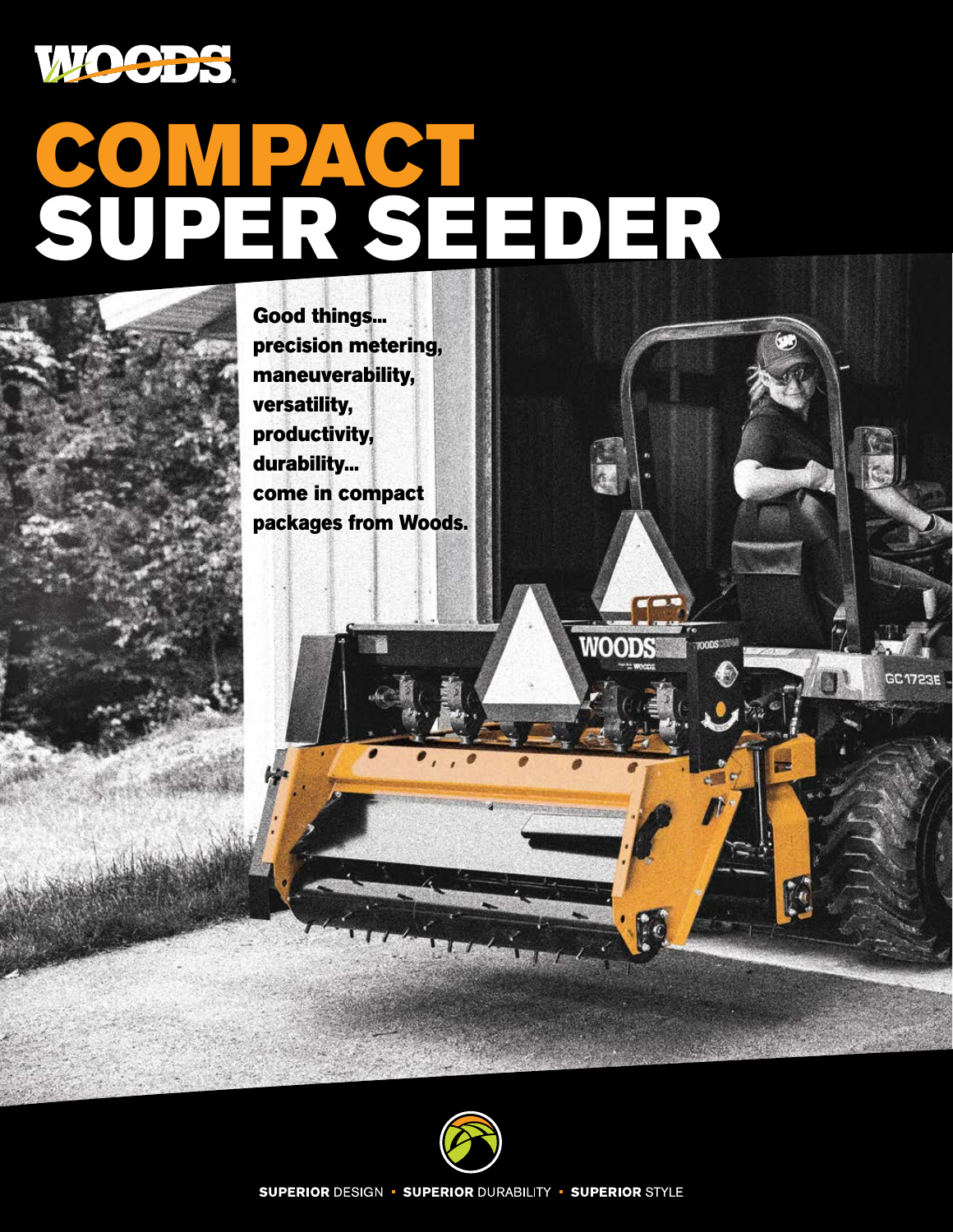# WOODS

# COMPACT SUPER SEEDER

**Good things... precision metering, maneuverability, versatility, productivity, durability... come in compact packages from Woods.**

**SUPERIOR** DESIGN • **SUPERIOR** DURABILITY • **SUPERIOR** STYLE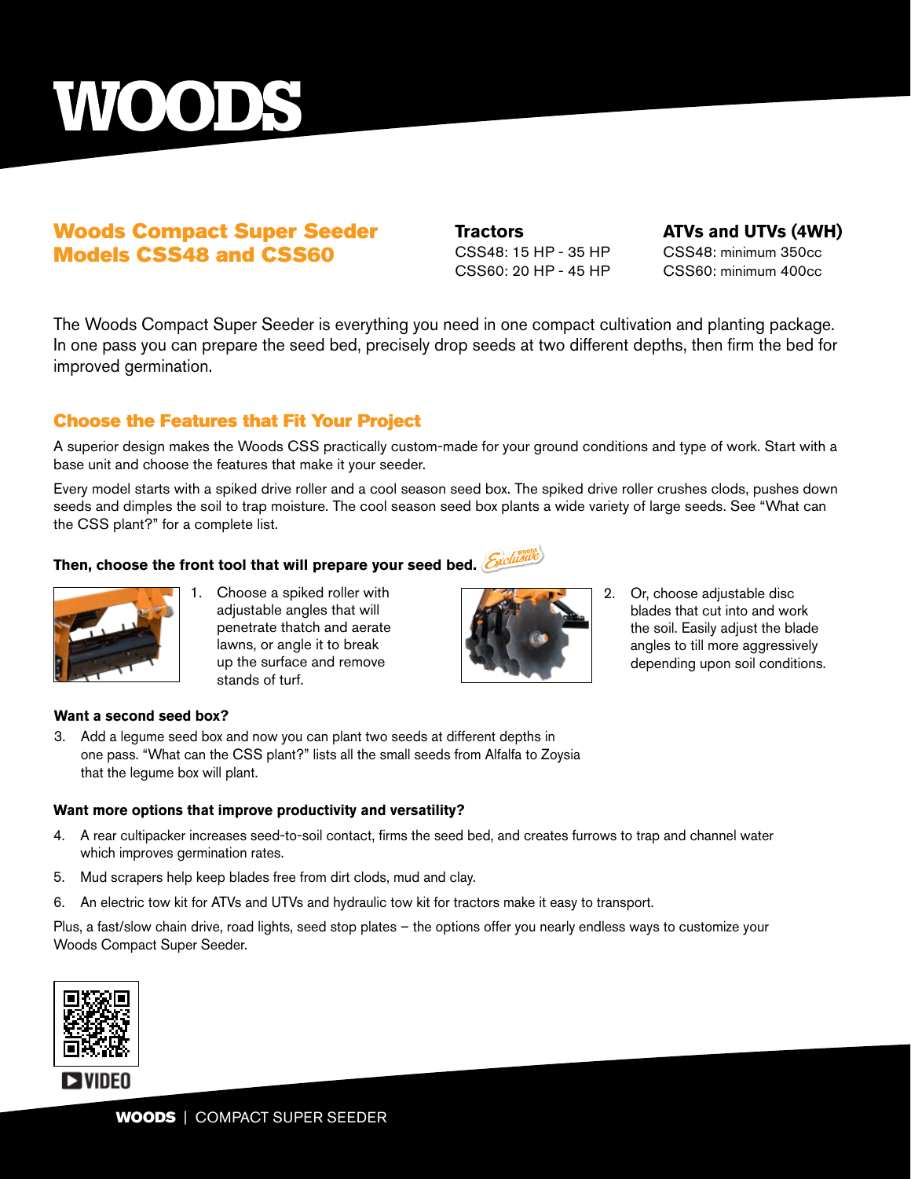# WOODS

## Woods Compact Super Seeder Models CSS48 and CSS60

**Tractors**
CSS48: 15 HP - 35 HP
CSS60: 20 HP - 45 HP

**ATVs and UTVs (4WH)**
CSS48: minimum 350cc
CSS60: minimum 400cc

The Woods Compact Super Seeder is everything you need in one compact cultivation and planting package. In one pass you can prepare the seed bed, precisely drop seeds at two different depths, then firm the bed for improved germination.

## Choose the Features that Fit Your Project

A superior design makes the Woods CSS practically custom-made for your ground conditions and type of work. Start with a base unit and choose the features that make it your seeder.

Every model starts with a spiked drive roller and a cool season seed box. The spiked drive roller crushes clods, pushes down seeds and dimples the soil to trap moisture. The cool season seed box plants a wide variety of large seeds. See "What can the CSS plant?" for a complete list.

**Then, choose the front tool that will prepare your seed bed.** *Woods Exclusive*

1. Choose a spiked roller with adjustable angles that will penetrate thatch and aerate lawns, or angle it to break up the surface and remove stands of turf.
2. Or, choose adjustable disc blades that cut into and work the soil. Easily adjust the blade angles to till more aggressively depending upon soil conditions.

**Want a second seed box?**

3. Add a legume seed box and now you can plant two seeds at different depths in one pass. "What can the CSS plant?" lists all the small seeds from Alfalfa to Zoysia that the legume box will plant.

**Want more options that improve productivity and versatility?**

4. A rear cultipacker increases seed-to-soil contact, firms the seed bed, and creates furrows to trap and channel water which improves germination rates.
5. Mud scrapers help keep blades free from dirt clods, mud and clay.
6. An electric tow kit for ATVs and UTVs and hydraulic tow kit for tractors make it easy to transport.

Plus, a fast/slow chain drive, road lights, seed stop plates – the options offer you nearly endless ways to customize your Woods Compact Super Seeder.

VIDEO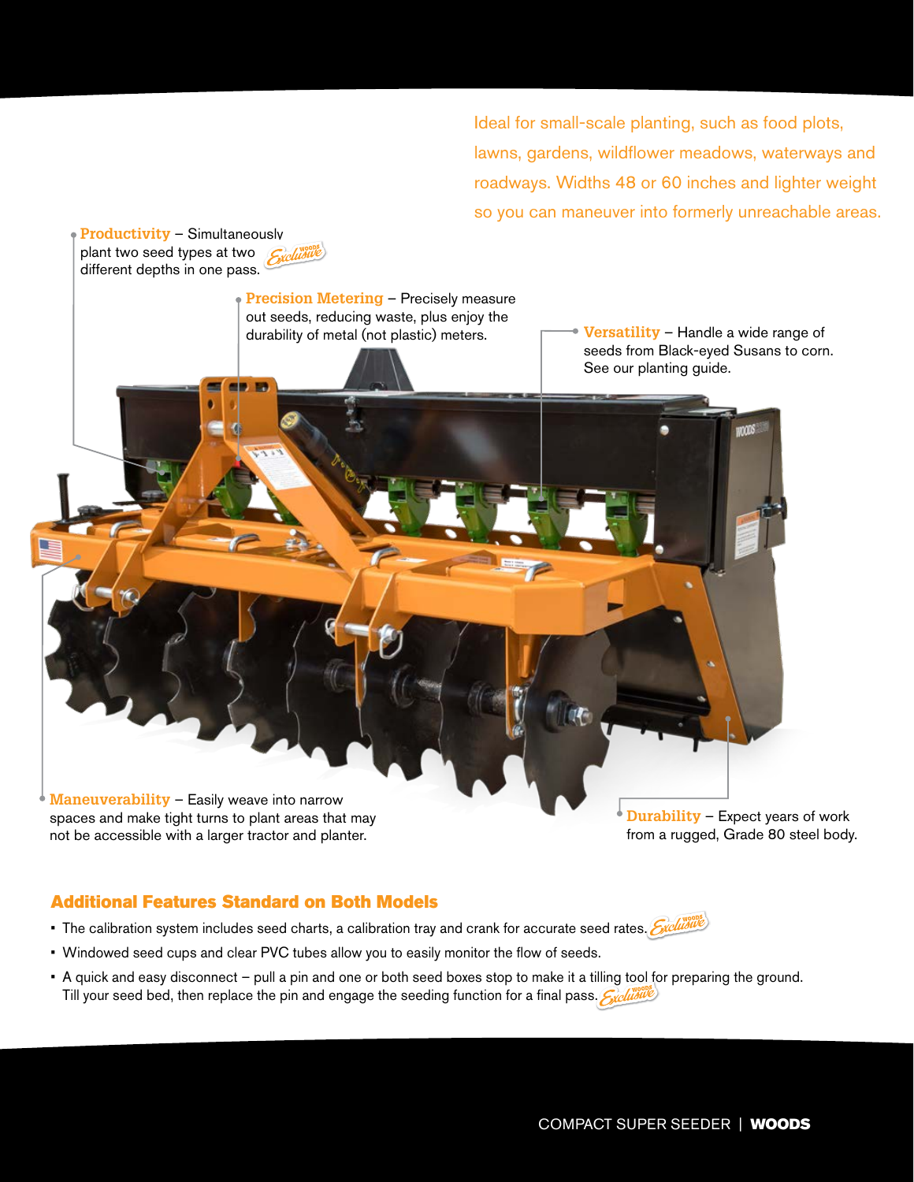Ideal for small-scale planting, such as food plots, lawns, gardens, wildflower meadows, waterways and roadways. Widths 48 or 60 inches and lighter weight so you can maneuver into formerly unreachable areas.

**Productivity** – Simultaneously plant two seed types at two different depths in one pass. *Woods Exclusive*

**Precision Metering** – Precisely measure out seeds, reducing waste, plus enjoy the durability of metal (not plastic) meters.

**Versatility** – Handle a wide range of seeds from Black-eyed Susans to corn. See our planting guide.

**Maneuverability** – Easily weave into narrow spaces and make tight turns to plant areas that may not be accessible with a larger tractor and planter.

**Durability** – Expect years of work from a rugged, Grade 80 steel body.

## Additional Features Standard on Both Models

- The calibration system includes seed charts, a calibration tray and crank for accurate seed rates. *Woods Exclusive*
- Windowed seed cups and clear PVC tubes allow you to easily monitor the flow of seeds.
- A quick and easy disconnect – pull a pin and one or both seed boxes stop to make it a tilling tool for preparing the ground. Till your seed bed, then replace the pin and engage the seeding function for a final pass. *Woods Exclusive*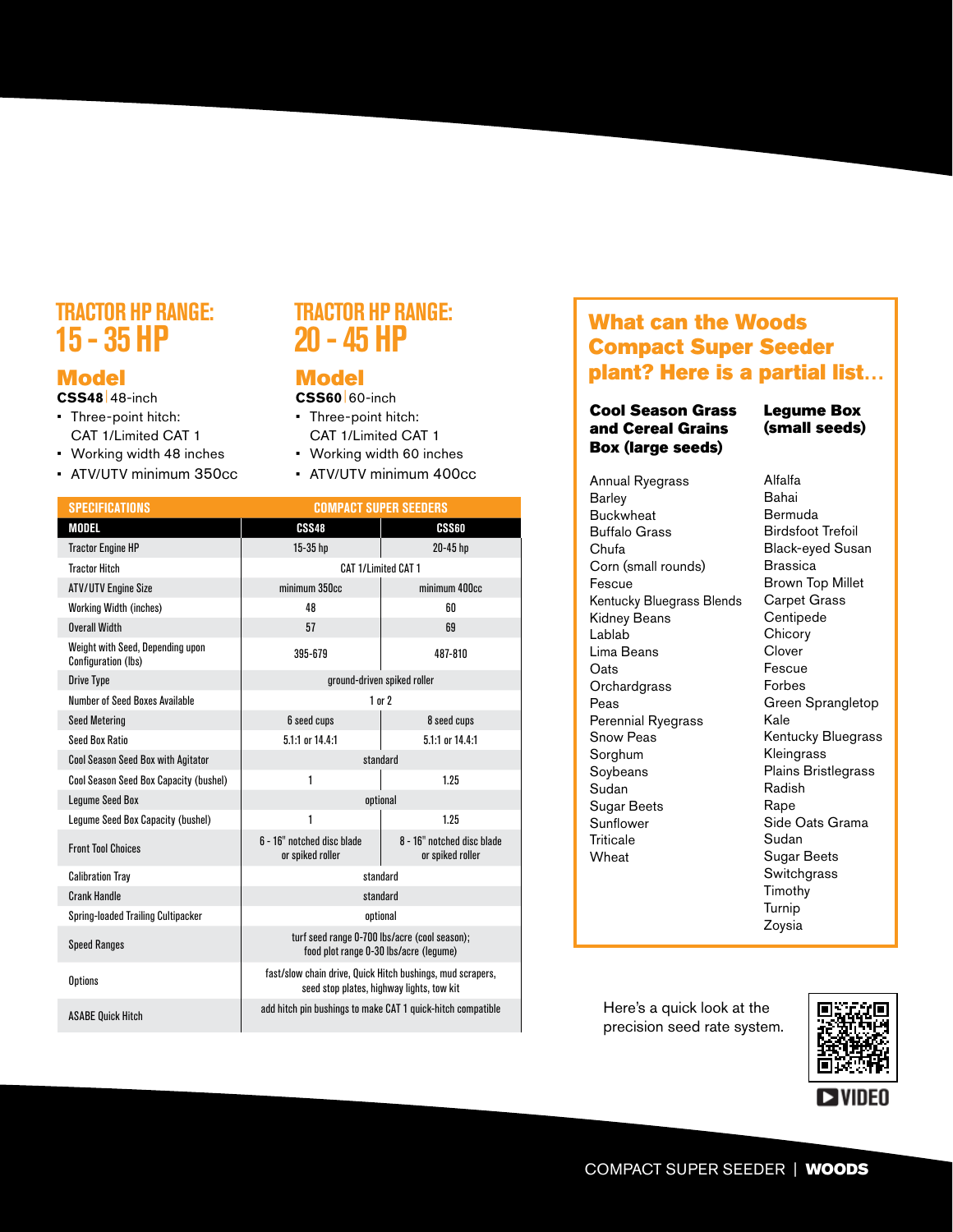## TRACTOR HP RANGE: 15 - 35 HP

### Model

**CSS48** | 48-inch

- Three-point hitch: CAT 1/Limited CAT 1
- Working width 48 inches
- ATV/UTV minimum 350cc

## TRACTOR HP RANGE: 20 - 45 HP

### Model

**CSS60** | 60-inch

- Three-point hitch: CAT 1/Limited CAT 1
- Working width 60 inches
- ATV/UTV minimum 400cc

| SPECIFICATIONS | COMPACT SUPER SEEDERS | |
|---|---|---|
| **MODEL** | **CSS48** | **CSS60** |
| Tractor Engine HP | 15-35 hp | 20-45 hp |
| Tractor Hitch | CAT 1/Limited CAT 1 | |
| ATV/UTV Engine Size | minimum 350cc | minimum 400cc |
| Working Width (inches) | 48 | 60 |
| Overall Width | 57 | 69 |
| Weight with Seed, Depending upon Configuration (lbs) | 395-679 | 487-810 |
| Drive Type | ground-driven spiked roller | |
| Number of Seed Boxes Available | 1 or 2 | |
| Seed Metering | 6 seed cups | 8 seed cups |
| Seed Box Ratio | 5.1:1 or 14.4:1 | 5.1:1 or 14.4:1 |
| Cool Season Seed Box with Agitator | standard | |
| Cool Season Seed Box Capacity (bushel) | 1 | 1.25 |
| Legume Seed Box | optional | |
| Legume Seed Box Capacity (bushel) | 1 | 1.25 |
| Front Tool Choices | 6 - 16" notched disc blade or spiked roller | 8 - 16" notched disc blade or spiked roller |
| Calibration Tray | standard | |
| Crank Handle | standard | |
| Spring-loaded Trailing Cultipacker | optional | |
| Speed Ranges | turf seed range 0-700 lbs/acre (cool season); food plot range 0-30 lbs/acre (legume) | |
| Options | fast/slow chain drive, Quick Hitch bushings, mud scrapers, seed stop plates, highway lights, tow kit | |
| ASABE Quick Hitch | add hitch pin bushings to make CAT 1 quick-hitch compatible | |

## What can the Woods Compact Super Seeder plant? Here is a partial list...

### Cool Season Grass and Cereal Grains Box (large seeds)

Annual Ryegrass
Barley
Buckwheat
Buffalo Grass
Chufa
Corn (small rounds)
Fescue
Kentucky Bluegrass Blends
Kidney Beans
Lablab
Lima Beans
Oats
Orchardgrass
Peas
Perennial Ryegrass
Snow Peas
Sorghum
Soybeans
Sudan
Sugar Beets
Sunflower
Triticale
Wheat

### Legume Box (small seeds)

Alfalfa
Bahai
Bermuda
Birdsfoot Trefoil
Black-eyed Susan
Brassica
Brown Top Millet
Carpet Grass
Centipede
Chicory
Clover
Fescue
Forbes
Green Sprangletop
Kale
Kentucky Bluegrass
Kleingrass
Plains Bristlegrass
Radish
Rape
Side Oats Grama
Sudan
Sugar Beets
Switchgrass
Timothy
Turnip
Zoysia

Here's a quick look at the precision seed rate system.

VIDEO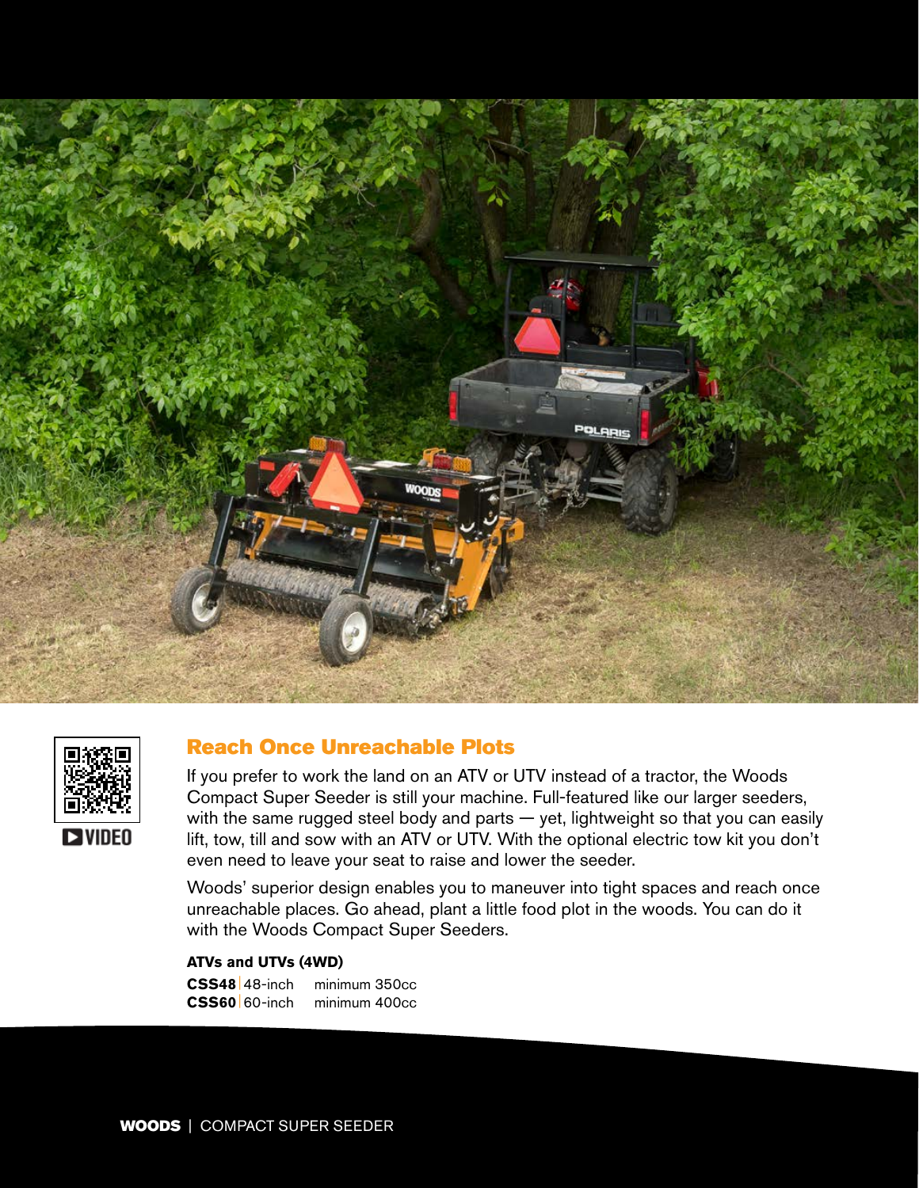## Reach Once Unreachable Plots

VIDEO

If you prefer to work the land on an ATV or UTV instead of a tractor, the Woods Compact Super Seeder is still your machine. Full-featured like our larger seeders, with the same rugged steel body and parts — yet, lightweight so that you can easily lift, tow, till and sow with an ATV or UTV. With the optional electric tow kit you don't even need to leave your seat to raise and lower the seeder.

Woods' superior design enables you to maneuver into tight spaces and reach once unreachable places. Go ahead, plant a little food plot in the woods. You can do it with the Woods Compact Super Seeders.

**ATVs and UTVs (4WD)**

**CSS48** | 48-inch minimum 350cc
**CSS60** | 60-inch minimum 400cc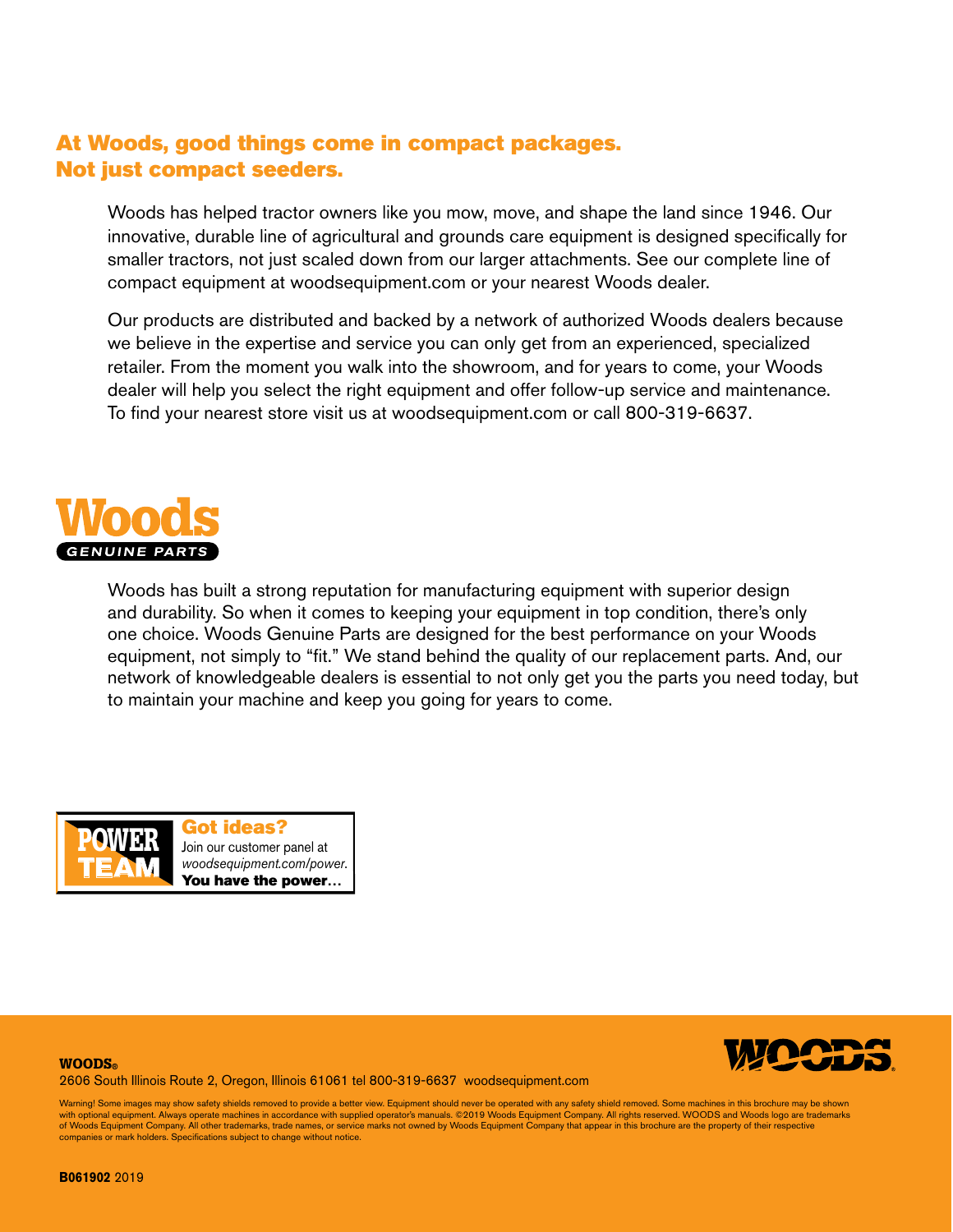## At Woods, good things come in compact packages. Not just compact seeders.

Woods has helped tractor owners like you mow, move, and shape the land since 1946. Our innovative, durable line of agricultural and grounds care equipment is designed specifically for smaller tractors, not just scaled down from our larger attachments. See our complete line of compact equipment at woodsequipment.com or your nearest Woods dealer.

Our products are distributed and backed by a network of authorized Woods dealers because we believe in the expertise and service you can only get from an experienced, specialized retailer. From the moment you walk into the showroom, and for years to come, your Woods dealer will help you select the right equipment and offer follow-up service and maintenance. To find your nearest store visit us at woodsequipment.com or call 800-319-6637.

## Woods GENUINE PARTS

Woods has built a strong reputation for manufacturing equipment with superior design and durability. So when it comes to keeping your equipment in top condition, there's only one choice. Woods Genuine Parts are designed for the best performance on your Woods equipment, not simply to "fit." We stand behind the quality of our replacement parts. And, our network of knowledgeable dealers is essential to not only get you the parts you need today, but to maintain your machine and keep you going for years to come.

POWER TEAM

**Got ideas?**
Join our customer panel at *woodsequipment.com/power.*
**You have the power…**

**WOODS®**
2606 South Illinois Route 2, Oregon, Illinois 61061 tel 800-319-6637 woodsequipment.com

WOODS

Warning! Some images may show safety shields removed to provide a better view. Equipment should never be operated with any safety shield removed. Some machines in this brochure may be shown with optional equipment. Always operate machines in accordance with supplied operator's manuals. ©2019 Woods Equipment Company. All rights reserved. WOODS and Woods logo are trademarks of Woods Equipment Company. All other trademarks, trade names, or service marks not owned by Woods Equipment Company that appear in this brochure are the property of their respective companies or mark holders. Specifications subject to change without notice.

**B061902** 2019